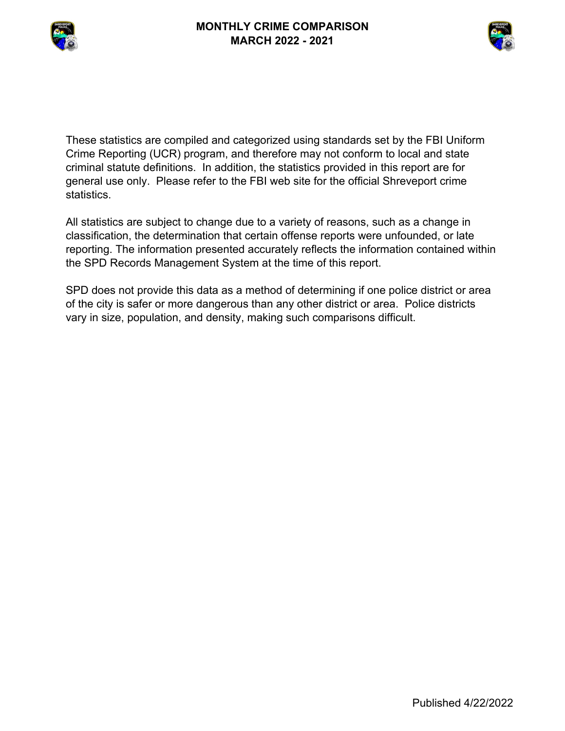# MONTHLY CRIME COMPARISON
## MARCH 2022 - 2021

These statistics are compiled and categorized using standards set by the FBI Uniform Crime Reporting (UCR) program, and therefore may not conform to local and state criminal statute definitions. In addition, the statistics provided in this report are for general use only. Please refer to the FBI web site for the official Shreveport crime statistics.

All statistics are subject to change due to a variety of reasons, such as a change in classification, the determination that certain offense reports were unfounded, or late reporting. The information presented accurately reflects the information contained within the SPD Records Management System at the time of this report.

SPD does not provide this data as a method of determining if one police district or area of the city is safer or more dangerous than any other district or area. Police districts vary in size, population, and density, making such comparisons difficult.

Published 4/22/2022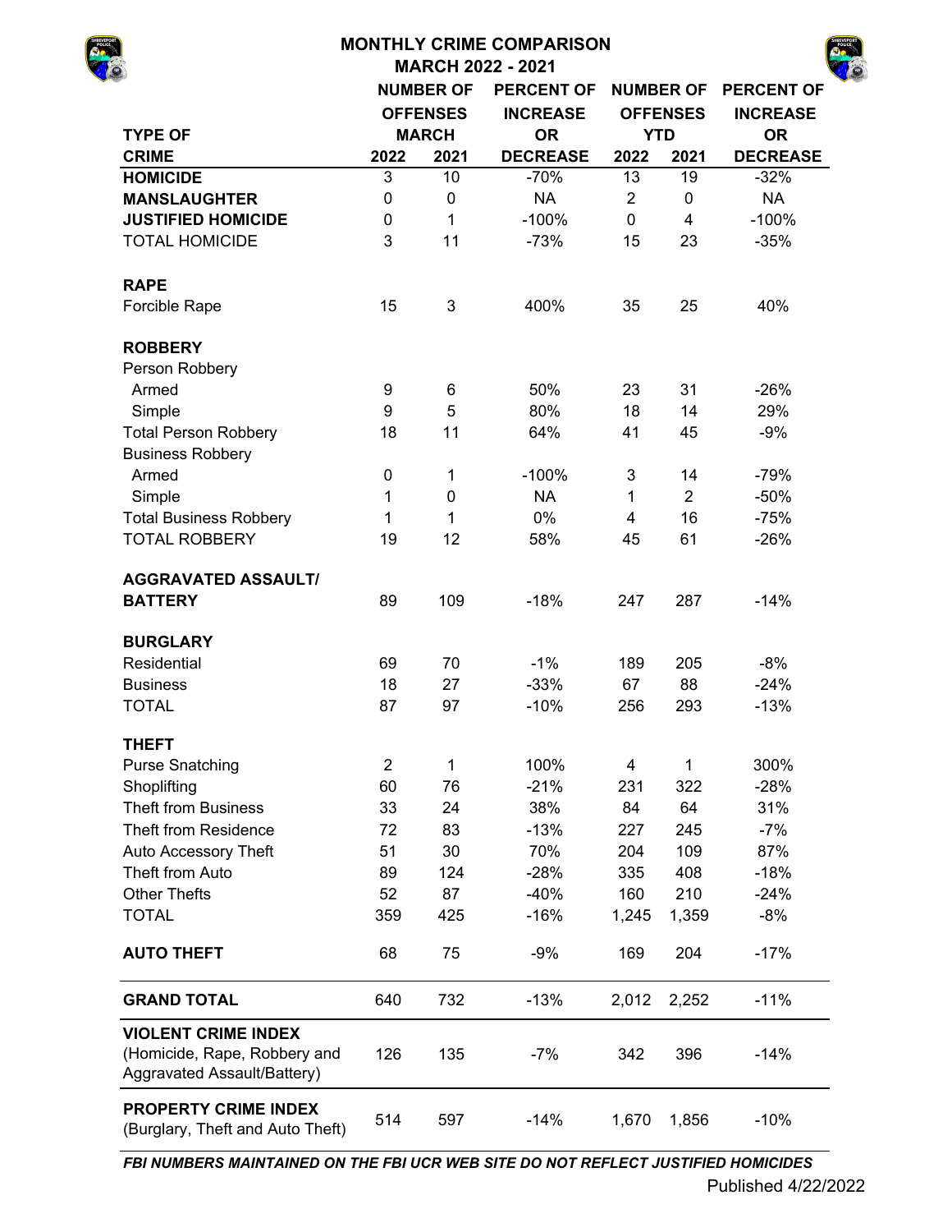# MONTHLY CRIME COMPARISON

## MARCH 2022 - 2021

| TYPE OF CRIME | NUMBER OF OFFENSES MARCH | | PERCENT OF INCREASE OR DECREASE | NUMBER OF OFFENSES YTD | | PERCENT OF INCREASE OR DECREASE |
|---|---|---|---|---|---|---|
| | 2022 | 2021 | | 2022 | 2021 | |
| **HOMICIDE** | 3 | 10 | -70% | 13 | 19 | -32% |
| **MANSLAUGHTER** | 0 | 0 | NA | 2 | 0 | NA |
| **JUSTIFIED HOMICIDE** | 0 | 1 | -100% | 0 | 4 | -100% |
| TOTAL HOMICIDE | 3 | 11 | -73% | 15 | 23 | -35% |
| **RAPE** | | | | | | |
| Forcible Rape | 15 | 3 | 400% | 35 | 25 | 40% |
| **ROBBERY** | | | | | | |
| Person Robbery | | | | | | |
| Armed | 9 | 6 | 50% | 23 | 31 | -26% |
| Simple | 9 | 5 | 80% | 18 | 14 | 29% |
| Total Person Robbery | 18 | 11 | 64% | 41 | 45 | -9% |
| Business Robbery | | | | | | |
| Armed | 0 | 1 | -100% | 3 | 14 | -79% |
| Simple | 1 | 0 | NA | 1 | 2 | -50% |
| Total Business Robbery | 1 | 1 | 0% | 4 | 16 | -75% |
| TOTAL ROBBERY | 19 | 12 | 58% | 45 | 61 | -26% |
| **AGGRAVATED ASSAULT/ BATTERY** | 89 | 109 | -18% | 247 | 287 | -14% |
| **BURGLARY** | | | | | | |
| Residential | 69 | 70 | -1% | 189 | 205 | -8% |
| Business | 18 | 27 | -33% | 67 | 88 | -24% |
| TOTAL | 87 | 97 | -10% | 256 | 293 | -13% |
| **THEFT** | | | | | | |
| Purse Snatching | 2 | 1 | 100% | 4 | 1 | 300% |
| Shoplifting | 60 | 76 | -21% | 231 | 322 | -28% |
| Theft from Business | 33 | 24 | 38% | 84 | 64 | 31% |
| Theft from Residence | 72 | 83 | -13% | 227 | 245 | -7% |
| Auto Accessory Theft | 51 | 30 | 70% | 204 | 109 | 87% |
| Theft from Auto | 89 | 124 | -28% | 335 | 408 | -18% |
| Other Thefts | 52 | 87 | -40% | 160 | 210 | -24% |
| TOTAL | 359 | 425 | -16% | 1,245 | 1,359 | -8% |
| **AUTO THEFT** | 68 | 75 | -9% | 169 | 204 | -17% |
| **GRAND TOTAL** | 640 | 732 | -13% | 2,012 | 2,252 | -11% |
| **VIOLENT CRIME INDEX** (Homicide, Rape, Robbery and Aggravated Assault/Battery) | 126 | 135 | -7% | 342 | 396 | -14% |
| **PROPERTY CRIME INDEX** (Burglary, Theft and Auto Theft) | 514 | 597 | -14% | 1,670 | 1,856 | -10% |

***FBI NUMBERS MAINTAINED ON THE FBI UCR WEB SITE DO NOT REFLECT JUSTIFIED HOMICIDES***

Published 4/22/2022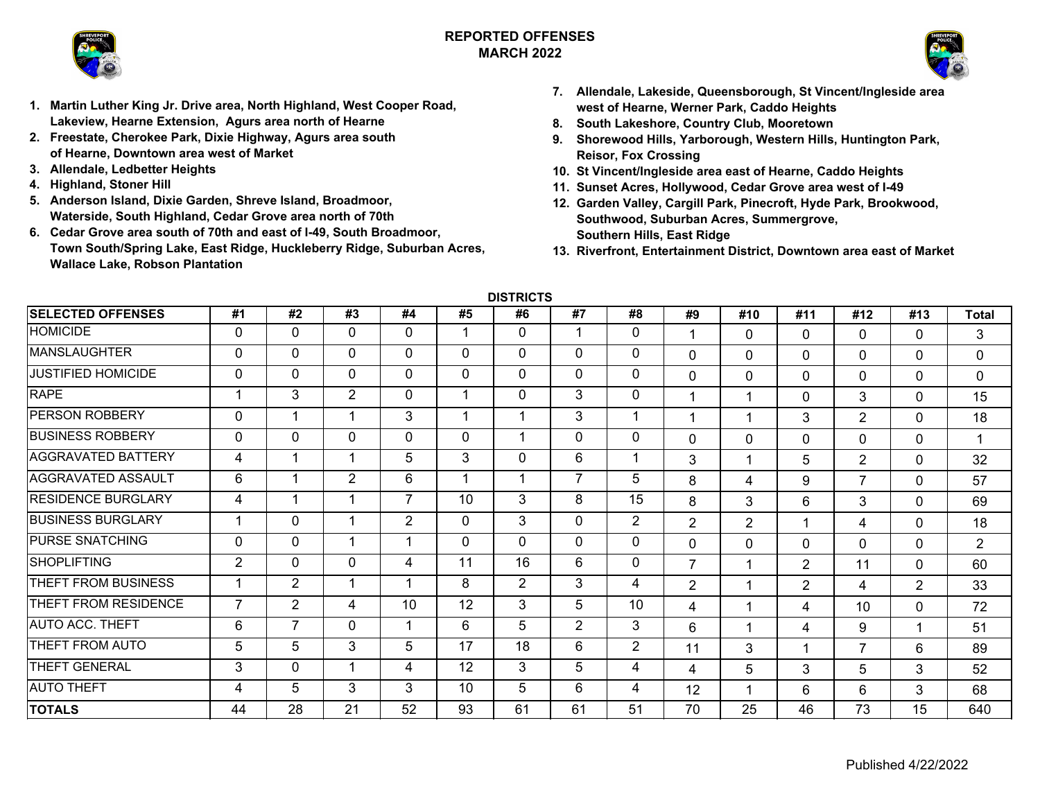# REPORTED OFFENSES
## MARCH 2022

1. **Martin Luther King Jr. Drive area, North Highland, West Cooper Road, Lakeview, Hearne Extension, Agurs area north of Hearne**
2. **Freestate, Cherokee Park, Dixie Highway, Agurs area south of Hearne, Downtown area west of Market**
3. **Allendale, Ledbetter Heights**
4. **Highland, Stoner Hill**
5. **Anderson Island, Dixie Garden, Shreve Island, Broadmoor, Waterside, South Highland, Cedar Grove area north of 70th**
6. **Cedar Grove area south of 70th and east of I-49, South Broadmoor, Town South/Spring Lake, East Ridge, Huckleberry Ridge, Suburban Acres, Wallace Lake, Robson Plantation**
7. **Allendale, Lakeside, Queensborough, St Vincent/Ingleside area west of Hearne, Werner Park, Caddo Heights**
8. **South Lakeshore, Country Club, Mooretown**
9. **Shorewood Hills, Yarborough, Western Hills, Huntington Park, Reisor, Fox Crossing**
10. **St Vincent/Ingleside area east of Hearne, Caddo Heights**
11. **Sunset Acres, Hollywood, Cedar Grove area west of I-49**
12. **Garden Valley, Cargill Park, Pinecroft, Hyde Park, Brookwood, Southwood, Suburban Acres, Summergrove, Southern Hills, East Ridge**
13. **Riverfront, Entertainment District, Downtown area east of Market**

**DISTRICTS**

| SELECTED OFFENSES | #1 | #2 | #3 | #4 | #5 | #6 | #7 | #8 | #9 | #10 | #11 | #12 | #13 | Total |
|---|---|---|---|---|---|---|---|---|---|---|---|---|---|---|
| HOMICIDE | 0 | 0 | 0 | 0 | 1 | 0 | 1 | 0 | 1 | 0 | 0 | 0 | 0 | 3 |
| MANSLAUGHTER | 0 | 0 | 0 | 0 | 0 | 0 | 0 | 0 | 0 | 0 | 0 | 0 | 0 | 0 |
| JUSTIFIED HOMICIDE | 0 | 0 | 0 | 0 | 0 | 0 | 0 | 0 | 0 | 0 | 0 | 0 | 0 | 0 |
| RAPE | 1 | 3 | 2 | 0 | 1 | 0 | 3 | 0 | 1 | 1 | 0 | 3 | 0 | 15 |
| PERSON ROBBERY | 0 | 1 | 1 | 3 | 1 | 1 | 3 | 1 | 1 | 1 | 3 | 2 | 0 | 18 |
| BUSINESS ROBBERY | 0 | 0 | 0 | 0 | 0 | 1 | 0 | 0 | 0 | 0 | 0 | 0 | 0 | 1 |
| AGGRAVATED BATTERY | 4 | 1 | 1 | 5 | 3 | 0 | 6 | 1 | 3 | 1 | 5 | 2 | 0 | 32 |
| AGGRAVATED ASSAULT | 6 | 1 | 2 | 6 | 1 | 1 | 7 | 5 | 8 | 4 | 9 | 7 | 0 | 57 |
| RESIDENCE BURGLARY | 4 | 1 | 1 | 7 | 10 | 3 | 8 | 15 | 8 | 3 | 6 | 3 | 0 | 69 |
| BUSINESS BURGLARY | 1 | 0 | 1 | 2 | 0 | 3 | 0 | 2 | 2 | 2 | 1 | 4 | 0 | 18 |
| PURSE SNATCHING | 0 | 0 | 1 | 1 | 0 | 0 | 0 | 0 | 0 | 0 | 0 | 0 | 0 | 2 |
| SHOPLIFTING | 2 | 0 | 0 | 4 | 11 | 16 | 6 | 0 | 7 | 1 | 2 | 11 | 0 | 60 |
| THEFT FROM BUSINESS | 1 | 2 | 1 | 1 | 8 | 2 | 3 | 4 | 2 | 1 | 2 | 4 | 2 | 33 |
| THEFT FROM RESIDENCE | 7 | 2 | 4 | 10 | 12 | 3 | 5 | 10 | 4 | 1 | 4 | 10 | 0 | 72 |
| AUTO ACC. THEFT | 6 | 7 | 0 | 1 | 6 | 5 | 2 | 3 | 6 | 1 | 4 | 9 | 1 | 51 |
| THEFT FROM AUTO | 5 | 5 | 3 | 5 | 17 | 18 | 6 | 2 | 11 | 3 | 1 | 7 | 6 | 89 |
| THEFT GENERAL | 3 | 0 | 1 | 4 | 12 | 3 | 5 | 4 | 4 | 5 | 3 | 5 | 3 | 52 |
| AUTO THEFT | 4 | 5 | 3 | 3 | 10 | 5 | 6 | 4 | 12 | 1 | 6 | 6 | 3 | 68 |
| **TOTALS** | 44 | 28 | 21 | 52 | 93 | 61 | 61 | 51 | 70 | 25 | 46 | 73 | 15 | 640 |

Published 4/22/2022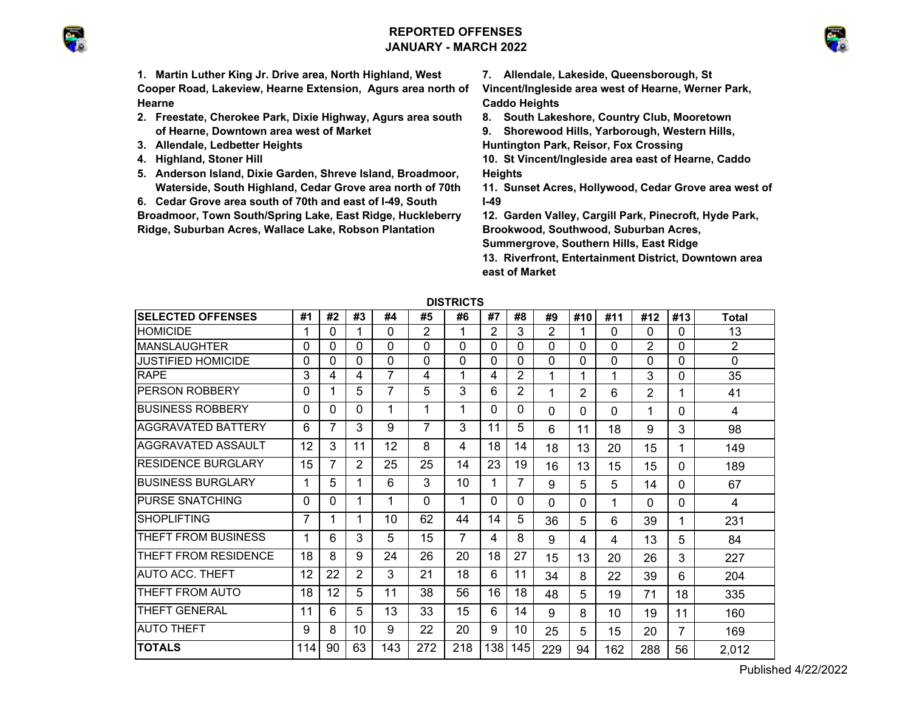# REPORTED OFFENSES
## JANUARY - MARCH 2022

1. **Martin Luther King Jr. Drive area, North Highland, West Cooper Road, Lakeview, Hearne Extension, Agurs area north of Hearne**
2. **Freestate, Cherokee Park, Dixie Highway, Agurs area south of Hearne, Downtown area west of Market**
3. **Allendale, Ledbetter Heights**
4. **Highland, Stoner Hill**
5. **Anderson Island, Dixie Garden, Shreve Island, Broadmoor, Waterside, South Highland, Cedar Grove area north of 70th**
6. **Cedar Grove area south of 70th and east of I-49, South Broadmoor, Town South/Spring Lake, East Ridge, Huckleberry Ridge, Suburban Acres, Wallace Lake, Robson Plantation**
7. **Allendale, Lakeside, Queensborough, St Vincent/Ingleside area west of Hearne, Werner Park, Caddo Heights**
8. **South Lakeshore, Country Club, Mooretown**
9. **Shorewood Hills, Yarborough, Western Hills, Huntington Park, Reisor, Fox Crossing**
10. **St Vincent/Ingleside area east of Hearne, Caddo Heights**
11. **Sunset Acres, Hollywood, Cedar Grove area west of I-49**
12. **Garden Valley, Cargill Park, Pinecroft, Hyde Park, Brookwood, Southwood, Suburban Acres, Summergrove, Southern Hills, East Ridge**
13. **Riverfront, Entertainment District, Downtown area east of Market**

**DISTRICTS**

| SELECTED OFFENSES | #1 | #2 | #3 | #4 | #5 | #6 | #7 | #8 | #9 | #10 | #11 | #12 | #13 | Total |
|---|---|---|---|---|---|---|---|---|---|---|---|---|---|---|
| HOMICIDE | 1 | 0 | 1 | 0 | 2 | 1 | 2 | 3 | 2 | 1 | 0 | 0 | 0 | 13 |
| MANSLAUGHTER | 0 | 0 | 0 | 0 | 0 | 0 | 0 | 0 | 0 | 0 | 0 | 2 | 0 | 2 |
| JUSTIFIED HOMICIDE | 0 | 0 | 0 | 0 | 0 | 0 | 0 | 0 | 0 | 0 | 0 | 0 | 0 | 0 |
| RAPE | 3 | 4 | 4 | 7 | 4 | 1 | 4 | 2 | 1 | 1 | 1 | 3 | 0 | 35 |
| PERSON ROBBERY | 0 | 1 | 5 | 7 | 5 | 3 | 6 | 2 | 1 | 2 | 6 | 2 | 1 | 41 |
| BUSINESS ROBBERY | 0 | 0 | 0 | 1 | 1 | 1 | 0 | 0 | 0 | 0 | 0 | 1 | 0 | 4 |
| AGGRAVATED BATTERY | 6 | 7 | 3 | 9 | 7 | 3 | 11 | 5 | 6 | 11 | 18 | 9 | 3 | 98 |
| AGGRAVATED ASSAULT | 12 | 3 | 11 | 12 | 8 | 4 | 18 | 14 | 18 | 13 | 20 | 15 | 1 | 149 |
| RESIDENCE BURGLARY | 15 | 7 | 2 | 25 | 25 | 14 | 23 | 19 | 16 | 13 | 15 | 15 | 0 | 189 |
| BUSINESS BURGLARY | 1 | 5 | 1 | 6 | 3 | 10 | 1 | 7 | 9 | 5 | 5 | 14 | 0 | 67 |
| PURSE SNATCHING | 0 | 0 | 1 | 1 | 0 | 1 | 0 | 0 | 0 | 0 | 1 | 0 | 0 | 4 |
| SHOPLIFTING | 7 | 1 | 1 | 10 | 62 | 44 | 14 | 5 | 36 | 5 | 6 | 39 | 1 | 231 |
| THEFT FROM BUSINESS | 1 | 6 | 3 | 5 | 15 | 7 | 4 | 8 | 9 | 4 | 4 | 13 | 5 | 84 |
| THEFT FROM RESIDENCE | 18 | 8 | 9 | 24 | 26 | 20 | 18 | 27 | 15 | 13 | 20 | 26 | 3 | 227 |
| AUTO ACC. THEFT | 12 | 22 | 2 | 3 | 21 | 18 | 6 | 11 | 34 | 8 | 22 | 39 | 6 | 204 |
| THEFT FROM AUTO | 18 | 12 | 5 | 11 | 38 | 56 | 16 | 18 | 48 | 5 | 19 | 71 | 18 | 335 |
| THEFT GENERAL | 11 | 6 | 5 | 13 | 33 | 15 | 6 | 14 | 9 | 8 | 10 | 19 | 11 | 160 |
| AUTO THEFT | 9 | 8 | 10 | 9 | 22 | 20 | 9 | 10 | 25 | 5 | 15 | 20 | 7 | 169 |
| **TOTALS** | 114 | 90 | 63 | 143 | 272 | 218 | 138 | 145 | 229 | 94 | 162 | 288 | 56 | 2,012 |

Published 4/22/2022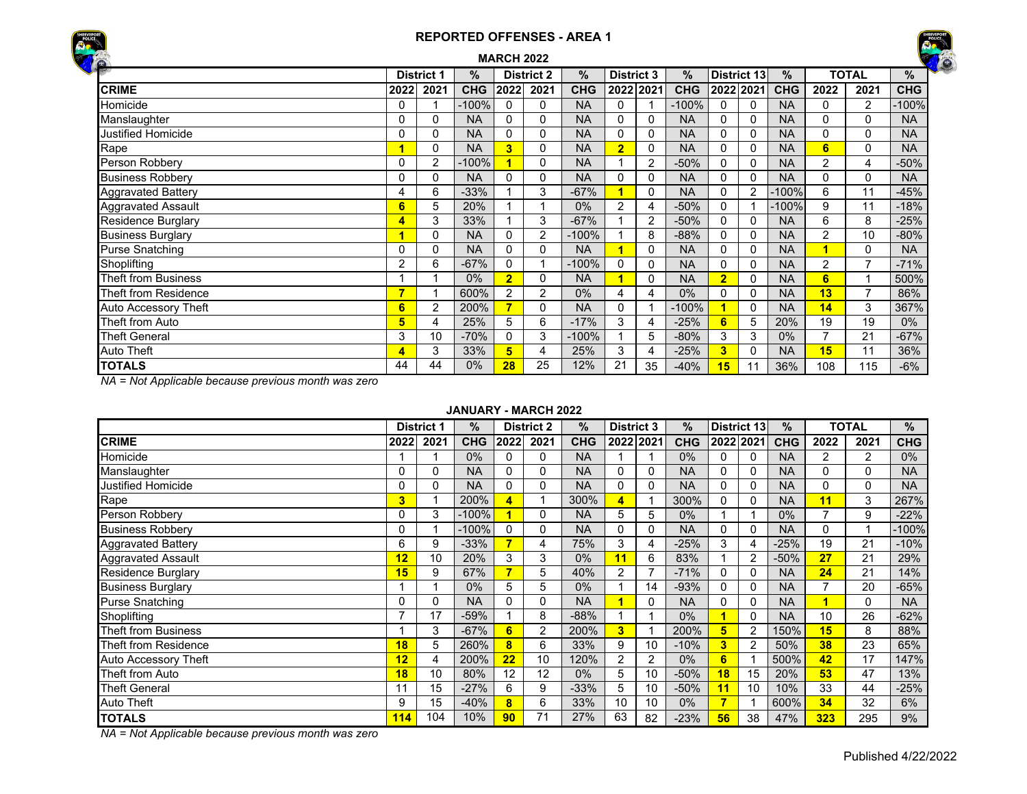# REPORTED OFFENSES - AREA 1

## MARCH 2022

| | District 1 | | % | District 2 | | % | District 3 | | % | District 13 | | % | TOTAL | | % |
|---|---|---|---|---|---|---|---|---|---|---|---|---|---|---|---|
| **CRIME** | **2022** | **2021** | **CHG** | **2022** | **2021** | **CHG** | **2022** | **2021** | **CHG** | **2022** | **2021** | **CHG** | **2022** | **2021** | **CHG** |
| Homicide | 0 | 1 | -100% | 0 | 0 | NA | 0 | 1 | -100% | 0 | 0 | NA | 0 | 2 | -100% |
| Manslaughter | 0 | 0 | NA | 0 | 0 | NA | 0 | 0 | NA | 0 | 0 | NA | 0 | 0 | NA |
| Justified Homicide | 0 | 0 | NA | 0 | 0 | NA | 0 | 0 | NA | 0 | 0 | NA | 0 | 0 | NA |
| Rape | 1 | 0 | NA | 3 | 0 | NA | 2 | 0 | NA | 0 | 0 | NA | 6 | 0 | NA |
| Person Robbery | 0 | 2 | -100% | 1 | 0 | NA | 1 | 2 | -50% | 0 | 0 | NA | 2 | 4 | -50% |
| Business Robbery | 0 | 0 | NA | 0 | 0 | NA | 0 | 0 | NA | 0 | 0 | NA | 0 | 0 | NA |
| Aggravated Battery | 4 | 6 | -33% | 1 | 3 | -67% | 1 | 0 | NA | 0 | 2 | -100% | 6 | 11 | -45% |
| Aggravated Assault | 6 | 5 | 20% | 1 | 1 | 0% | 2 | 4 | -50% | 0 | 1 | -100% | 9 | 11 | -18% |
| Residence Burglary | 4 | 3 | 33% | 1 | 3 | -67% | 1 | 2 | -50% | 0 | 0 | NA | 6 | 8 | -25% |
| Business Burglary | 1 | 0 | NA | 0 | 2 | -100% | 1 | 8 | -88% | 0 | 0 | NA | 2 | 10 | -80% |
| Purse Snatching | 0 | 0 | NA | 0 | 0 | NA | 1 | 0 | NA | 0 | 0 | NA | 1 | 0 | NA |
| Shoplifting | 2 | 6 | -67% | 0 | 1 | -100% | 0 | 0 | NA | 0 | 0 | NA | 2 | 7 | -71% |
| Theft from Business | 1 | 1 | 0% | 2 | 0 | NA | 1 | 0 | NA | 2 | 0 | NA | 6 | 1 | 500% |
| Theft from Residence | 7 | 1 | 600% | 2 | 2 | 0% | 4 | 4 | 0% | 0 | 0 | NA | 13 | 7 | 86% |
| Auto Accessory Theft | 6 | 2 | 200% | 7 | 0 | NA | 0 | 1 | -100% | 1 | 0 | NA | 14 | 3 | 367% |
| Theft from Auto | 5 | 4 | 25% | 5 | 6 | -17% | 3 | 4 | -25% | 6 | 5 | 20% | 19 | 19 | 0% |
| Theft General | 3 | 10 | -70% | 0 | 3 | -100% | 1 | 5 | -80% | 3 | 3 | 0% | 7 | 21 | -67% |
| Auto Theft | 4 | 3 | 33% | 5 | 4 | 25% | 3 | 4 | -25% | 3 | 0 | NA | 15 | 11 | 36% |
| **TOTALS** | 44 | 44 | 0% | 28 | 25 | 12% | 21 | 35 | -40% | 15 | 11 | 36% | 108 | 115 | -6% |

*NA = Not Applicable because previous month was zero*

## JANUARY - MARCH 2022

| | District 1 | | % | District 2 | | % | District 3 | | % | District 13 | | % | TOTAL | | % |
|---|---|---|---|---|---|---|---|---|---|---|---|---|---|---|---|
| **CRIME** | **2022** | **2021** | **CHG** | **2022** | **2021** | **CHG** | **2022** | **2021** | **CHG** | **2022** | **2021** | **CHG** | **2022** | **2021** | **CHG** |
| Homicide | 1 | 1 | 0% | 0 | 0 | NA | 1 | 1 | 0% | 0 | 0 | NA | 2 | 2 | 0% |
| Manslaughter | 0 | 0 | NA | 0 | 0 | NA | 0 | 0 | NA | 0 | 0 | NA | 0 | 0 | NA |
| Justified Homicide | 0 | 0 | NA | 0 | 0 | NA | 0 | 0 | NA | 0 | 0 | NA | 0 | 0 | NA |
| Rape | 3 | 1 | 200% | 4 | 1 | 300% | 4 | 1 | 300% | 0 | 0 | NA | 11 | 3 | 267% |
| Person Robbery | 0 | 3 | -100% | 1 | 0 | NA | 5 | 5 | 0% | 1 | 1 | 0% | 7 | 9 | -22% |
| Business Robbery | 0 | 1 | -100% | 0 | 0 | NA | 0 | 0 | NA | 0 | 0 | NA | 0 | 1 | -100% |
| Aggravated Battery | 6 | 9 | -33% | 7 | 4 | 75% | 3 | 4 | -25% | 3 | 4 | -25% | 19 | 21 | -10% |
| Aggravated Assault | 12 | 10 | 20% | 3 | 3 | 0% | 11 | 6 | 83% | 1 | 2 | -50% | 27 | 21 | 29% |
| Residence Burglary | 15 | 9 | 67% | 7 | 5 | 40% | 2 | 7 | -71% | 0 | 0 | NA | 24 | 21 | 14% |
| Business Burglary | 1 | 1 | 0% | 5 | 5 | 0% | 1 | 14 | -93% | 0 | 0 | NA | 7 | 20 | -65% |
| Purse Snatching | 0 | 0 | NA | 0 | 0 | NA | 1 | 0 | NA | 0 | 0 | NA | 1 | 0 | NA |
| Shoplifting | 7 | 17 | -59% | 1 | 8 | -88% | 1 | 1 | 0% | 1 | 0 | NA | 10 | 26 | -62% |
| Theft from Business | 1 | 3 | -67% | 6 | 2 | 200% | 3 | 1 | 200% | 5 | 2 | 150% | 15 | 8 | 88% |
| Theft from Residence | 18 | 5 | 260% | 8 | 6 | 33% | 9 | 10 | -10% | 3 | 2 | 50% | 38 | 23 | 65% |
| Auto Accessory Theft | 12 | 4 | 200% | 22 | 10 | 120% | 2 | 2 | 0% | 6 | 1 | 500% | 42 | 17 | 147% |
| Theft from Auto | 18 | 10 | 80% | 12 | 12 | 0% | 5 | 10 | -50% | 18 | 15 | 20% | 53 | 47 | 13% |
| Theft General | 11 | 15 | -27% | 6 | 9 | -33% | 5 | 10 | -50% | 11 | 10 | 10% | 33 | 44 | -25% |
| Auto Theft | 9 | 15 | -40% | 8 | 6 | 33% | 10 | 10 | 0% | 7 | 1 | 600% | 34 | 32 | 6% |
| **TOTALS** | 114 | 104 | 10% | 90 | 71 | 27% | 63 | 82 | -23% | 56 | 38 | 47% | 323 | 295 | 9% |

*NA = Not Applicable because previous month was zero*

Published 4/22/2022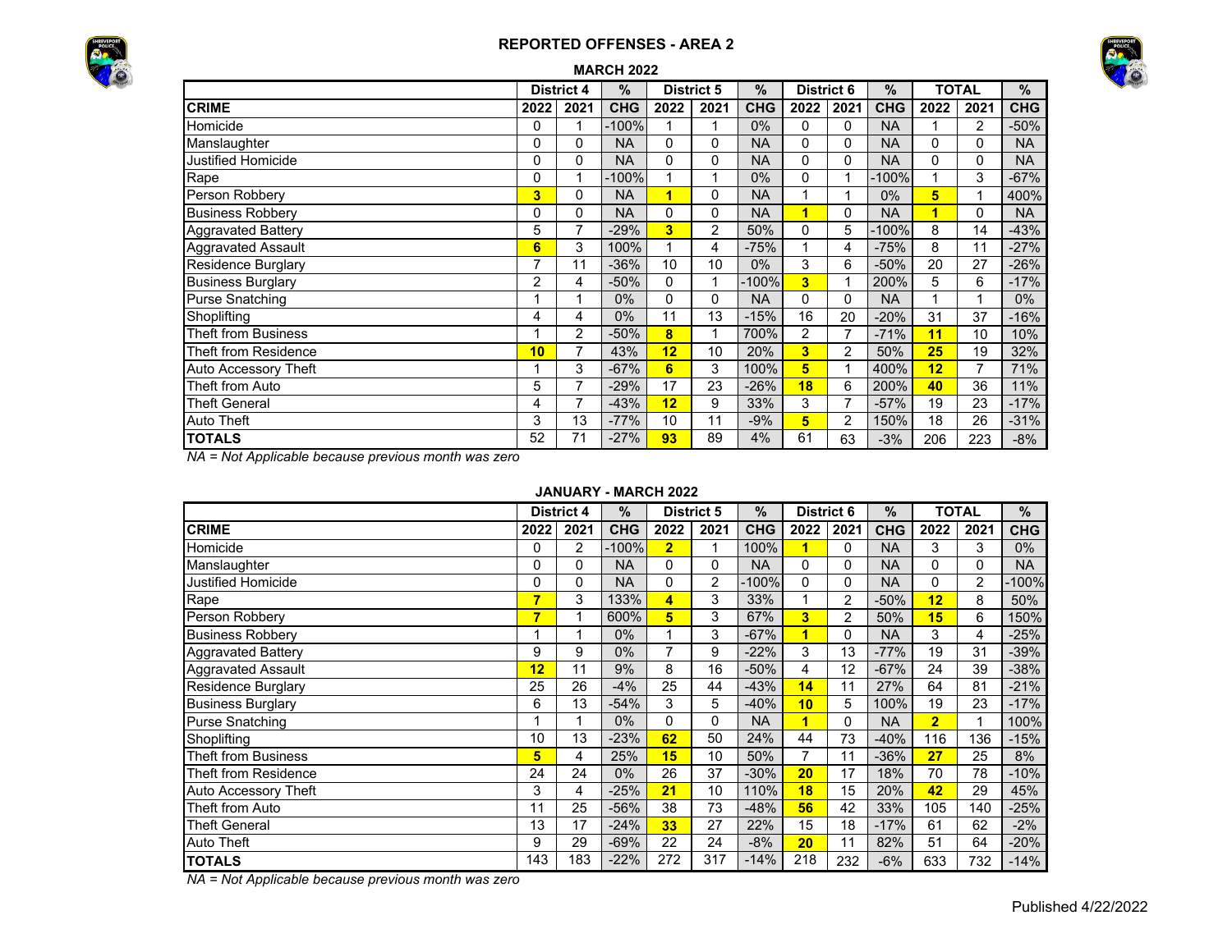## REPORTED OFFENSES - AREA 2

### MARCH 2022

| | District 4 | | % | District 5 | | % | District 6 | | % | TOTAL | | % |
|---|---|---|---|---|---|---|---|---|---|---|---|---|
| **CRIME** | **2022** | **2021** | **CHG** | **2022** | **2021** | **CHG** | **2022** | **2021** | **CHG** | **2022** | **2021** | **CHG** |
| Homicide | 0 | 1 | -100% | 1 | 1 | 0% | 0 | 0 | NA | 1 | 2 | -50% |
| Manslaughter | 0 | 0 | NA | 0 | 0 | NA | 0 | 0 | NA | 0 | 0 | NA |
| Justified Homicide | 0 | 0 | NA | 0 | 0 | NA | 0 | 0 | NA | 0 | 0 | NA |
| Rape | 0 | 1 | -100% | 1 | 1 | 0% | 0 | 1 | -100% | 1 | 3 | -67% |
| Person Robbery | 3 | 0 | NA | 1 | 0 | NA | 1 | 1 | 0% | 5 | 1 | 400% |
| Business Robbery | 0 | 0 | NA | 0 | 0 | NA | 1 | 0 | NA | 1 | 0 | NA |
| Aggravated Battery | 5 | 7 | -29% | 3 | 2 | 50% | 0 | 5 | -100% | 8 | 14 | -43% |
| Aggravated Assault | 6 | 3 | 100% | 1 | 4 | -75% | 1 | 4 | -75% | 8 | 11 | -27% |
| Residence Burglary | 7 | 11 | -36% | 10 | 10 | 0% | 3 | 6 | -50% | 20 | 27 | -26% |
| Business Burglary | 2 | 4 | -50% | 0 | 1 | -100% | 3 | 1 | 200% | 5 | 6 | -17% |
| Purse Snatching | 1 | 1 | 0% | 0 | 0 | NA | 0 | 0 | NA | 1 | 1 | 0% |
| Shoplifting | 4 | 4 | 0% | 11 | 13 | -15% | 16 | 20 | -20% | 31 | 37 | -16% |
| Theft from Business | 1 | 2 | -50% | 8 | 1 | 700% | 2 | 7 | -71% | 11 | 10 | 10% |
| Theft from Residence | 10 | 7 | 43% | 12 | 10 | 20% | 3 | 2 | 50% | 25 | 19 | 32% |
| Auto Accessory Theft | 1 | 3 | -67% | 6 | 3 | 100% | 5 | 1 | 400% | 12 | 7 | 71% |
| Theft from Auto | 5 | 7 | -29% | 17 | 23 | -26% | 18 | 6 | 200% | 40 | 36 | 11% |
| Theft General | 4 | 7 | -43% | 12 | 9 | 33% | 3 | 7 | -57% | 19 | 23 | -17% |
| Auto Theft | 3 | 13 | -77% | 10 | 11 | -9% | 5 | 2 | 150% | 18 | 26 | -31% |
| **TOTALS** | 52 | 71 | -27% | 93 | 89 | 4% | 61 | 63 | -3% | 206 | 223 | -8% |

*NA = Not Applicable because previous month was zero*

### JANUARY - MARCH 2022

| | District 4 | | % | District 5 | | % | District 6 | | % | TOTAL | | % |
|---|---|---|---|---|---|---|---|---|---|---|---|---|
| **CRIME** | **2022** | **2021** | **CHG** | **2022** | **2021** | **CHG** | **2022** | **2021** | **CHG** | **2022** | **2021** | **CHG** |
| Homicide | 0 | 2 | -100% | 2 | 1 | 100% | 1 | 0 | NA | 3 | 3 | 0% |
| Manslaughter | 0 | 0 | NA | 0 | 0 | NA | 0 | 0 | NA | 0 | 0 | NA |
| Justified Homicide | 0 | 0 | NA | 0 | 2 | -100% | 0 | 0 | NA | 0 | 2 | -100% |
| Rape | 7 | 3 | 133% | 4 | 3 | 33% | 1 | 2 | -50% | 12 | 8 | 50% |
| Person Robbery | 7 | 1 | 600% | 5 | 3 | 67% | 3 | 2 | 50% | 15 | 6 | 150% |
| Business Robbery | 1 | 1 | 0% | 1 | 3 | -67% | 1 | 0 | NA | 3 | 4 | -25% |
| Aggravated Battery | 9 | 9 | 0% | 7 | 9 | -22% | 3 | 13 | -77% | 19 | 31 | -39% |
| Aggravated Assault | 12 | 11 | 9% | 8 | 16 | -50% | 4 | 12 | -67% | 24 | 39 | -38% |
| Residence Burglary | 25 | 26 | -4% | 25 | 44 | -43% | 14 | 11 | 27% | 64 | 81 | -21% |
| Business Burglary | 6 | 13 | -54% | 3 | 5 | -40% | 10 | 5 | 100% | 19 | 23 | -17% |
| Purse Snatching | 1 | 1 | 0% | 0 | 0 | NA | 1 | 0 | NA | 2 | 1 | 100% |
| Shoplifting | 10 | 13 | -23% | 62 | 50 | 24% | 44 | 73 | -40% | 116 | 136 | -15% |
| Theft from Business | 5 | 4 | 25% | 15 | 10 | 50% | 7 | 11 | -36% | 27 | 25 | 8% |
| Theft from Residence | 24 | 24 | 0% | 26 | 37 | -30% | 20 | 17 | 18% | 70 | 78 | -10% |
| Auto Accessory Theft | 3 | 4 | -25% | 21 | 10 | 110% | 18 | 15 | 20% | 42 | 29 | 45% |
| Theft from Auto | 11 | 25 | -56% | 38 | 73 | -48% | 56 | 42 | 33% | 105 | 140 | -25% |
| Theft General | 13 | 17 | -24% | 33 | 27 | 22% | 15 | 18 | -17% | 61 | 62 | -2% |
| Auto Theft | 9 | 29 | -69% | 22 | 24 | -8% | 20 | 11 | 82% | 51 | 64 | -20% |
| **TOTALS** | 143 | 183 | -22% | 272 | 317 | -14% | 218 | 232 | -6% | 633 | 732 | -14% |

*NA = Not Applicable because previous month was zero*

Published 4/22/2022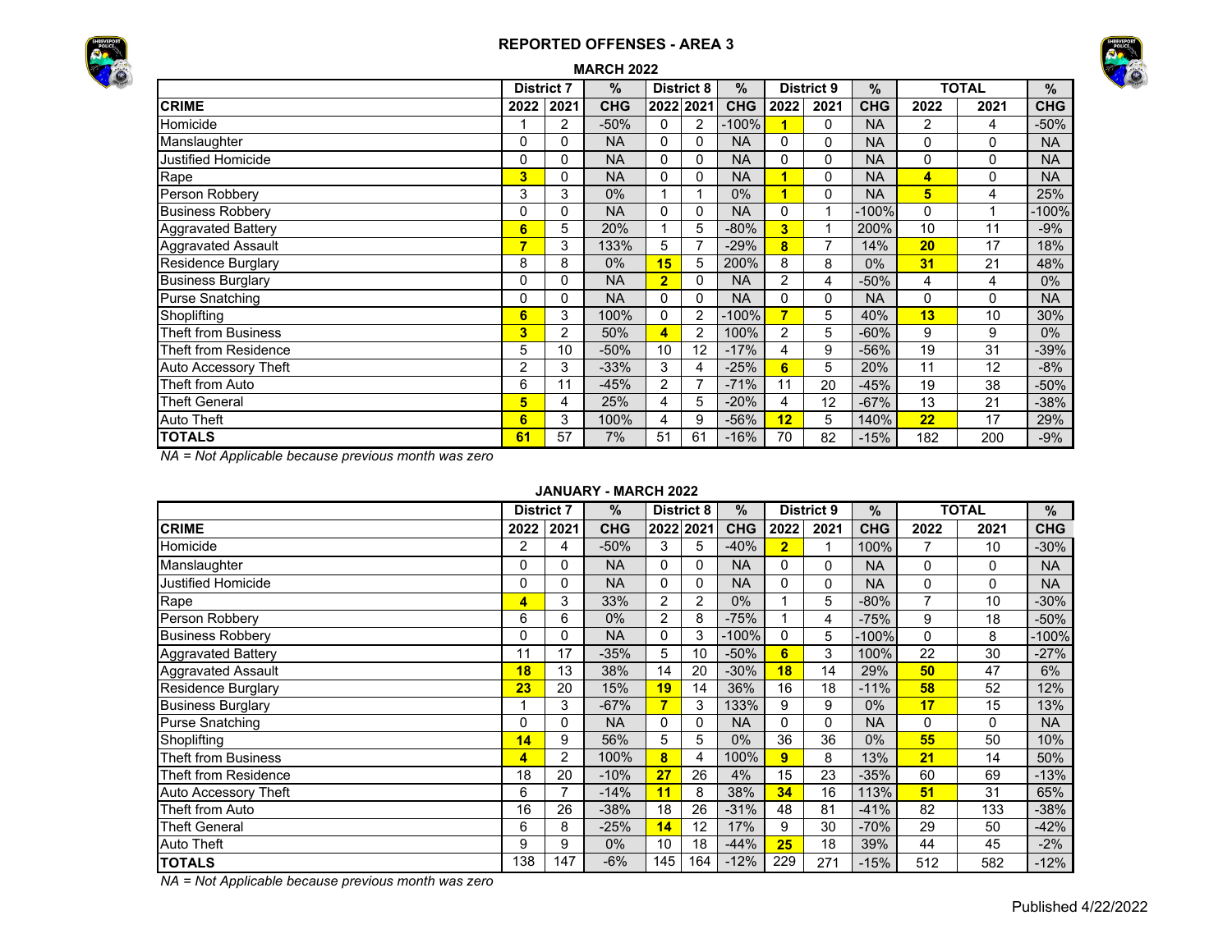## REPORTED OFFENSES - AREA 3

### MARCH 2022

| | District 7 | | % | District 8 | | % | District 9 | | % | TOTAL | | % |
|---|---|---|---|---|---|---|---|---|---|---|---|---|
| **CRIME** | **2022** | **2021** | **CHG** | **2022** | **2021** | **CHG** | **2022** | **2021** | **CHG** | **2022** | **2021** | **CHG** |
| Homicide | 1 | 2 | -50% | 0 | 2 | -100% | **1** | 0 | NA | 2 | 4 | -50% |
| Manslaughter | 0 | 0 | NA | 0 | 0 | NA | 0 | 0 | NA | 0 | 0 | NA |
| Justified Homicide | 0 | 0 | NA | 0 | 0 | NA | 0 | 0 | NA | 0 | 0 | NA |
| Rape | **3** | 0 | NA | 0 | 0 | NA | **1** | 0 | NA | **4** | 0 | NA |
| Person Robbery | 3 | 3 | 0% | 1 | 1 | 0% | **1** | 0 | NA | **5** | 4 | 25% |
| Business Robbery | 0 | 0 | NA | 0 | 0 | NA | 0 | 1 | -100% | 0 | 1 | -100% |
| Aggravated Battery | **6** | 5 | 20% | 1 | 5 | -80% | **3** | 1 | 200% | 10 | 11 | -9% |
| Aggravated Assault | **7** | 3 | 133% | 5 | 7 | -29% | **8** | 7 | 14% | **20** | 17 | 18% |
| Residence Burglary | 8 | 8 | 0% | **15** | 5 | 200% | 8 | 8 | 0% | **31** | 21 | 48% |
| Business Burglary | 0 | 0 | NA | **2** | 0 | NA | 2 | 4 | -50% | 4 | 4 | 0% |
| Purse Snatching | 0 | 0 | NA | 0 | 0 | NA | 0 | 0 | NA | 0 | 0 | NA |
| Shoplifting | **6** | 3 | 100% | 0 | 2 | -100% | **7** | 5 | 40% | **13** | 10 | 30% |
| Theft from Business | **3** | 2 | 50% | **4** | 2 | 100% | 2 | 5 | -60% | 9 | 9 | 0% |
| Theft from Residence | 5 | 10 | -50% | 10 | 12 | -17% | 4 | 9 | -56% | 19 | 31 | -39% |
| Auto Accessory Theft | 2 | 3 | -33% | 3 | 4 | -25% | **6** | 5 | 20% | 11 | 12 | -8% |
| Theft from Auto | 6 | 11 | -45% | 2 | 7 | -71% | 11 | 20 | -45% | 19 | 38 | -50% |
| Theft General | **5** | 4 | 25% | 4 | 5 | -20% | 4 | 12 | -67% | 13 | 21 | -38% |
| Auto Theft | **6** | 3 | 100% | 4 | 9 | -56% | **12** | 5 | 140% | **22** | 17 | 29% |
| **TOTALS** | **61** | 57 | 7% | 51 | 61 | -16% | 70 | 82 | -15% | 182 | 200 | -9% |

*NA = Not Applicable because previous month was zero*

### JANUARY - MARCH 2022

| | District 7 | | % | District 8 | | % | District 9 | | % | TOTAL | | % |
|---|---|---|---|---|---|---|---|---|---|---|---|---|
| **CRIME** | **2022** | **2021** | **CHG** | **2022** | **2021** | **CHG** | **2022** | **2021** | **CHG** | **2022** | **2021** | **CHG** |
| Homicide | 2 | 4 | -50% | 3 | 5 | -40% | **2** | 1 | 100% | 7 | 10 | -30% |
| Manslaughter | 0 | 0 | NA | 0 | 0 | NA | 0 | 0 | NA | 0 | 0 | NA |
| Justified Homicide | 0 | 0 | NA | 0 | 0 | NA | 0 | 0 | NA | 0 | 0 | NA |
| Rape | **4** | 3 | 33% | 2 | 2 | 0% | 1 | 5 | -80% | 7 | 10 | -30% |
| Person Robbery | 6 | 6 | 0% | 2 | 8 | -75% | 1 | 4 | -75% | 9 | 18 | -50% |
| Business Robbery | 0 | 0 | NA | 0 | 3 | -100% | 0 | 5 | -100% | 0 | 8 | -100% |
| Aggravated Battery | 11 | 17 | -35% | 5 | 10 | -50% | **6** | 3 | 100% | 22 | 30 | -27% |
| Aggravated Assault | **18** | 13 | 38% | 14 | 20 | -30% | **18** | 14 | 29% | **50** | 47 | 6% |
| Residence Burglary | **23** | 20 | 15% | **19** | 14 | 36% | 16 | 18 | -11% | **58** | 52 | 12% |
| Business Burglary | 1 | 3 | -67% | **7** | 3 | 133% | 9 | 9 | 0% | **17** | 15 | 13% |
| Purse Snatching | 0 | 0 | NA | 0 | 0 | NA | 0 | 0 | NA | 0 | 0 | NA |
| Shoplifting | **14** | 9 | 56% | 5 | 5 | 0% | 36 | 36 | 0% | **55** | 50 | 10% |
| Theft from Business | **4** | 2 | 100% | **8** | 4 | 100% | **9** | 8 | 13% | **21** | 14 | 50% |
| Theft from Residence | 18 | 20 | -10% | **27** | 26 | 4% | 15 | 23 | -35% | 60 | 69 | -13% |
| Auto Accessory Theft | 6 | 7 | -14% | **11** | 8 | 38% | **34** | 16 | 113% | **51** | 31 | 65% |
| Theft from Auto | 16 | 26 | -38% | 18 | 26 | -31% | 48 | 81 | -41% | 82 | 133 | -38% |
| Theft General | 6 | 8 | -25% | **14** | 12 | 17% | 9 | 30 | -70% | 29 | 50 | -42% |
| Auto Theft | 9 | 9 | 0% | 10 | 18 | -44% | **25** | 18 | 39% | 44 | 45 | -2% |
| **TOTALS** | 138 | 147 | -6% | 145 | 164 | -12% | 229 | 271 | -15% | 512 | 582 | -12% |

*NA = Not Applicable because previous month was zero*

Published 4/22/2022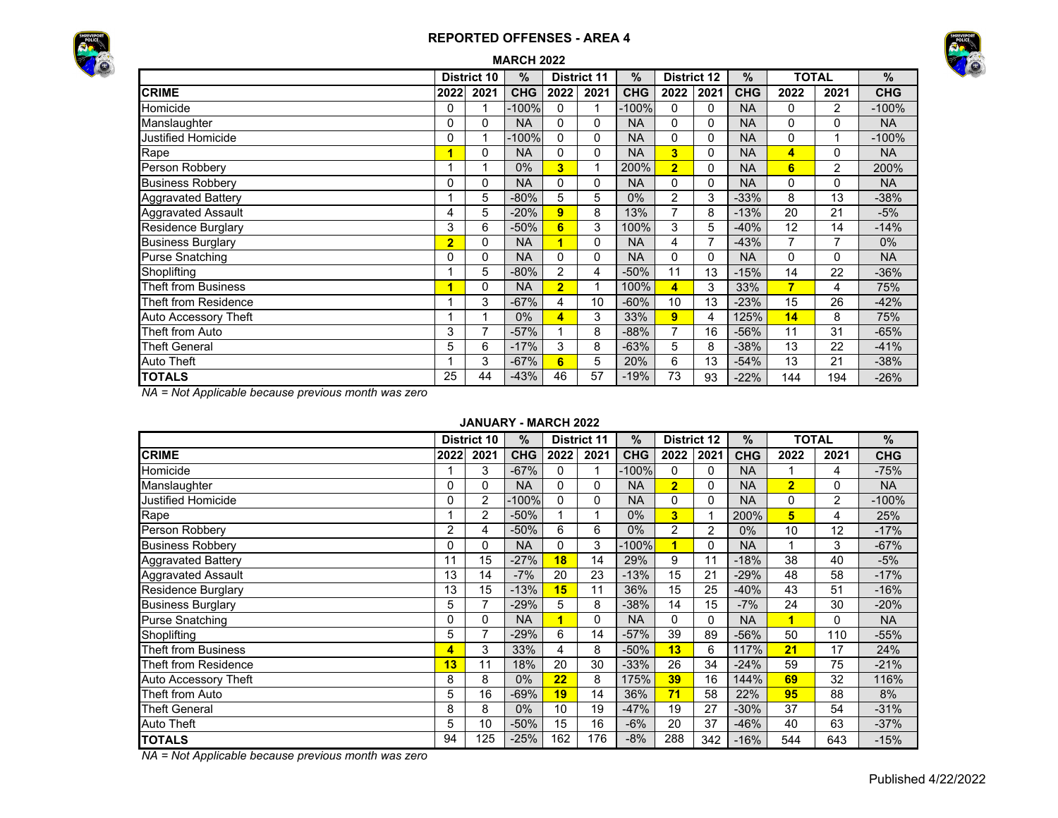# REPORTED OFFENSES - AREA 4

### MARCH 2022

| | District 10 | | % | District 11 | | % | District 12 | | % | TOTAL | | % |
|---|---|---|---|---|---|---|---|---|---|---|---|---|
| **CRIME** | **2022** | **2021** | **CHG** | **2022** | **2021** | **CHG** | **2022** | **2021** | **CHG** | **2022** | **2021** | **CHG** |
| Homicide | 0 | 1 | -100% | 0 | 1 | -100% | 0 | 0 | NA | 0 | 2 | -100% |
| Manslaughter | 0 | 0 | NA | 0 | 0 | NA | 0 | 0 | NA | 0 | 0 | NA |
| Justified Homicide | 0 | 1 | -100% | 0 | 0 | NA | 0 | 0 | NA | 0 | 1 | -100% |
| Rape | **1** | 0 | NA | 0 | 0 | NA | **3** | 0 | NA | **4** | 0 | NA |
| Person Robbery | 1 | 1 | 0% | **3** | 1 | 200% | **2** | 0 | NA | **6** | 2 | 200% |
| Business Robbery | 0 | 0 | NA | 0 | 0 | NA | 0 | 0 | NA | 0 | 0 | NA |
| Aggravated Battery | 1 | 5 | -80% | 5 | 5 | 0% | 2 | 3 | -33% | 8 | 13 | -38% |
| Aggravated Assault | 4 | 5 | -20% | **9** | 8 | 13% | 7 | 8 | -13% | 20 | 21 | -5% |
| Residence Burglary | 3 | 6 | -50% | **6** | 3 | 100% | 3 | 5 | -40% | 12 | 14 | -14% |
| Business Burglary | **2** | 0 | NA | **1** | 0 | NA | 4 | 7 | -43% | 7 | 7 | 0% |
| Purse Snatching | 0 | 0 | NA | 0 | 0 | NA | 0 | 0 | NA | 0 | 0 | NA |
| Shoplifting | 1 | 5 | -80% | 2 | 4 | -50% | 11 | 13 | -15% | 14 | 22 | -36% |
| Theft from Business | **1** | 0 | NA | **2** | 1 | 100% | **4** | 3 | 33% | **7** | 4 | 75% |
| Theft from Residence | 1 | 3 | -67% | 4 | 10 | -60% | 10 | 13 | -23% | 15 | 26 | -42% |
| Auto Accessory Theft | 1 | 1 | 0% | **4** | 3 | 33% | **9** | 4 | 125% | **14** | 8 | 75% |
| Theft from Auto | 3 | 7 | -57% | 1 | 8 | -88% | 7 | 16 | -56% | 11 | 31 | -65% |
| Theft General | 5 | 6 | -17% | 3 | 8 | -63% | 5 | 8 | -38% | 13 | 22 | -41% |
| Auto Theft | 1 | 3 | -67% | **6** | 5 | 20% | 6 | 13 | -54% | 13 | 21 | -38% |
| **TOTALS** | 25 | 44 | -43% | 46 | 57 | -19% | 73 | 93 | -22% | 144 | 194 | -26% |

*NA = Not Applicable because previous month was zero*

### JANUARY - MARCH 2022

| | District 10 | | % | District 11 | | % | District 12 | | % | TOTAL | | % |
|---|---|---|---|---|---|---|---|---|---|---|---|---|
| **CRIME** | **2022** | **2021** | **CHG** | **2022** | **2021** | **CHG** | **2022** | **2021** | **CHG** | **2022** | **2021** | **CHG** |
| Homicide | 1 | 3 | -67% | 0 | 1 | -100% | 0 | 0 | NA | 1 | 4 | -75% |
| Manslaughter | 0 | 0 | NA | 0 | 0 | NA | **2** | 0 | NA | **2** | 0 | NA |
| Justified Homicide | 0 | 2 | -100% | 0 | 0 | NA | 0 | 0 | NA | 0 | 2 | -100% |
| Rape | 1 | 2 | -50% | 1 | 1 | 0% | **3** | 1 | 200% | **5** | 4 | 25% |
| Person Robbery | 2 | 4 | -50% | 6 | 6 | 0% | 2 | 2 | 0% | 10 | 12 | -17% |
| Business Robbery | 0 | 0 | NA | 0 | 3 | -100% | **1** | 0 | NA | 1 | 3 | -67% |
| Aggravated Battery | 11 | 15 | -27% | **18** | 14 | 29% | 9 | 11 | -18% | 38 | 40 | -5% |
| Aggravated Assault | 13 | 14 | -7% | 20 | 23 | -13% | 15 | 21 | -29% | 48 | 58 | -17% |
| Residence Burglary | 13 | 15 | -13% | **15** | 11 | 36% | 15 | 25 | -40% | 43 | 51 | -16% |
| Business Burglary | 5 | 7 | -29% | 5 | 8 | -38% | 14 | 15 | -7% | 24 | 30 | -20% |
| Purse Snatching | 0 | 0 | NA | **1** | 0 | NA | 0 | 0 | NA | **1** | 0 | NA |
| Shoplifting | 5 | 7 | -29% | 6 | 14 | -57% | 39 | 89 | -56% | 50 | 110 | -55% |
| Theft from Business | **4** | 3 | 33% | 4 | 8 | -50% | **13** | 6 | 117% | **21** | 17 | 24% |
| Theft from Residence | **13** | 11 | 18% | 20 | 30 | -33% | 26 | 34 | -24% | 59 | 75 | -21% |
| Auto Accessory Theft | 8 | 8 | 0% | **22** | 8 | 175% | **39** | 16 | 144% | **69** | 32 | 116% |
| Theft from Auto | 5 | 16 | -69% | **19** | 14 | 36% | **71** | 58 | 22% | **95** | 88 | 8% |
| Theft General | 8 | 8 | 0% | 10 | 19 | -47% | 19 | 27 | -30% | 37 | 54 | -31% |
| Auto Theft | 5 | 10 | -50% | 15 | 16 | -6% | 20 | 37 | -46% | 40 | 63 | -37% |
| **TOTALS** | 94 | 125 | -25% | 162 | 176 | -8% | 288 | 342 | -16% | 544 | 643 | -15% |

*NA = Not Applicable because previous month was zero*

Published 4/22/2022